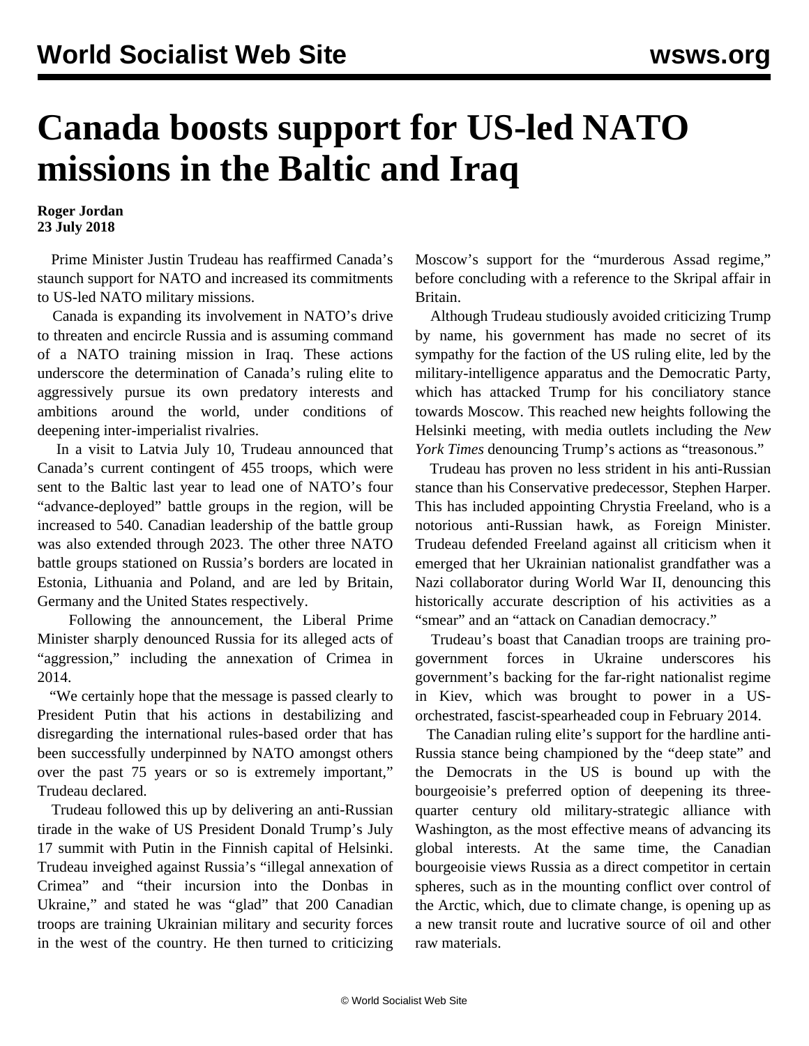# Canada boosts support for US-led NATO missions in the Baltic and Iraq

**Roger Jordan**
**23 July 2018**

Prime Minister Justin Trudeau has reaffirmed Canada's staunch support for NATO and increased its commitments to US-led NATO military missions.

Canada is expanding its involvement in NATO's drive to threaten and encircle Russia and is assuming command of a NATO training mission in Iraq. These actions underscore the determination of Canada's ruling elite to aggressively pursue its own predatory interests and ambitions around the world, under conditions of deepening inter-imperialist rivalries.

In a visit to Latvia July 10, Trudeau announced that Canada's current contingent of 455 troops, which were sent to the Baltic last year to lead one of NATO's four "advance-deployed" battle groups in the region, will be increased to 540. Canadian leadership of the battle group was also extended through 2023. The other three NATO battle groups stationed on Russia's borders are located in Estonia, Lithuania and Poland, and are led by Britain, Germany and the United States respectively.

Following the announcement, the Liberal Prime Minister sharply denounced Russia for its alleged acts of "aggression," including the annexation of Crimea in 2014.

"We certainly hope that the message is passed clearly to President Putin that his actions in destabilizing and disregarding the international rules-based order that has been successfully underpinned by NATO amongst others over the past 75 years or so is extremely important," Trudeau declared.

Trudeau followed this up by delivering an anti-Russian tirade in the wake of US President Donald Trump's July 17 summit with Putin in the Finnish capital of Helsinki. Trudeau inveighed against Russia's "illegal annexation of Crimea" and "their incursion into the Donbas in Ukraine," and stated he was "glad" that 200 Canadian troops are training Ukrainian military and security forces in the west of the country. He then turned to criticizing Moscow's support for the "murderous Assad regime," before concluding with a reference to the Skripal affair in Britain.

Although Trudeau studiously avoided criticizing Trump by name, his government has made no secret of its sympathy for the faction of the US ruling elite, led by the military-intelligence apparatus and the Democratic Party, which has attacked Trump for his conciliatory stance towards Moscow. This reached new heights following the Helsinki meeting, with media outlets including the *New York Times* denouncing Trump's actions as "treasonous."

Trudeau has proven no less strident in his anti-Russian stance than his Conservative predecessor, Stephen Harper. This has included appointing Chrystia Freeland, who is a notorious anti-Russian hawk, as Foreign Minister. Trudeau defended Freeland against all criticism when it emerged that her Ukrainian nationalist grandfather was a Nazi collaborator during World War II, denouncing this historically accurate description of his activities as a "smear" and an "attack on Canadian democracy."

Trudeau's boast that Canadian troops are training pro-government forces in Ukraine underscores his government's backing for the far-right nationalist regime in Kiev, which was brought to power in a US-orchestrated, fascist-spearheaded coup in February 2014.

The Canadian ruling elite's support for the hardline anti-Russia stance being championed by the "deep state" and the Democrats in the US is bound up with the bourgeoisie's preferred option of deepening its three-quarter century old military-strategic alliance with Washington, as the most effective means of advancing its global interests. At the same time, the Canadian bourgeoisie views Russia as a direct competitor in certain spheres, such as in the mounting conflict over control of the Arctic, which, due to climate change, is opening up as a new transit route and lucrative source of oil and other raw materials.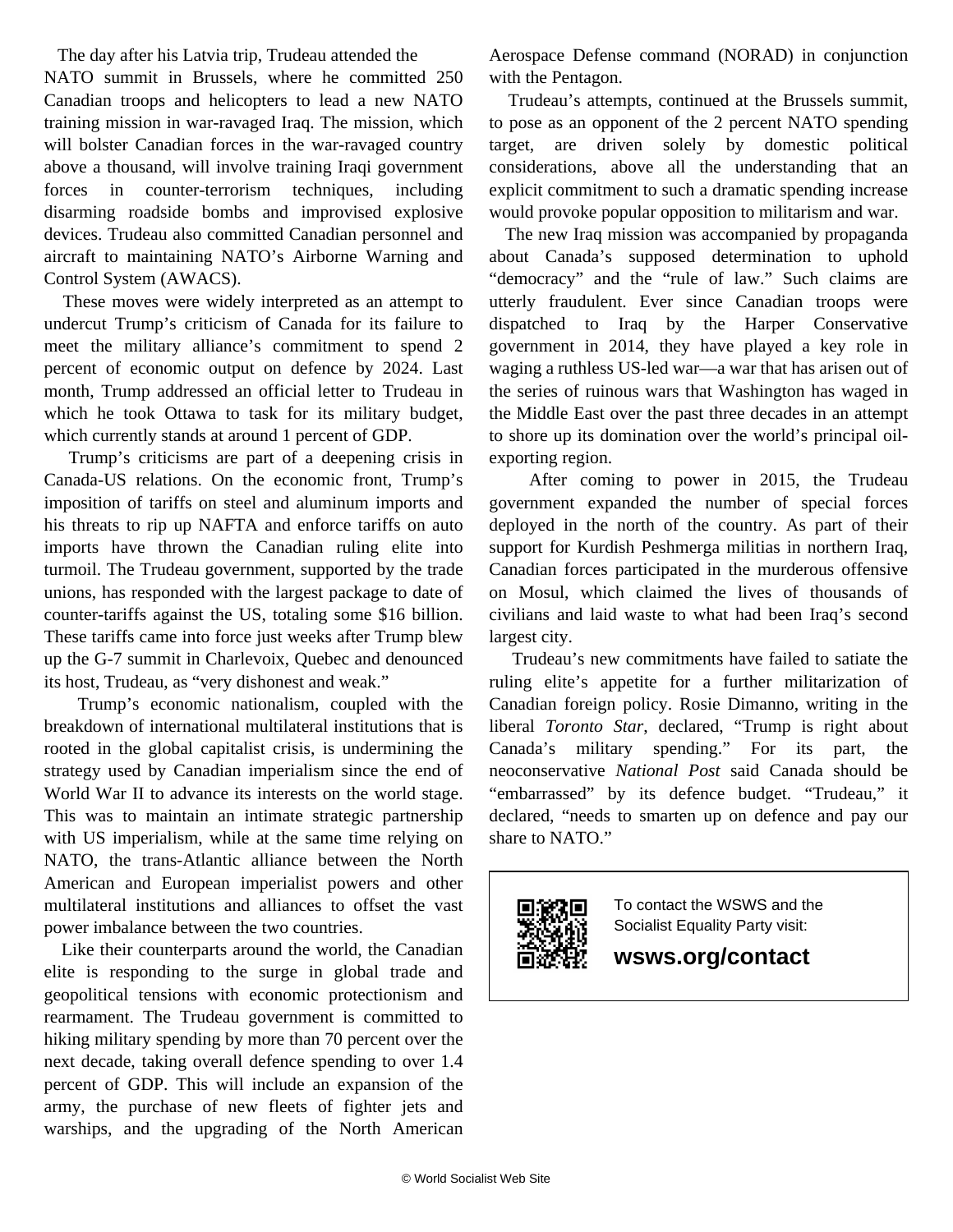The day after his Latvia trip, Trudeau attended the NATO summit in Brussels, where he committed 250 Canadian troops and helicopters to lead a new NATO training mission in war-ravaged Iraq. The mission, which will bolster Canadian forces in the war-ravaged country above a thousand, will involve training Iraqi government forces in counter-terrorism techniques, including disarming roadside bombs and improvised explosive devices. Trudeau also committed Canadian personnel and aircraft to maintaining NATO's Airborne Warning and Control System (AWACS).

These moves were widely interpreted as an attempt to undercut Trump's criticism of Canada for its failure to meet the military alliance's commitment to spend 2 percent of economic output on defence by 2024. Last month, Trump addressed an official letter to Trudeau in which he took Ottawa to task for its military budget, which currently stands at around 1 percent of GDP.

Trump's criticisms are part of a deepening crisis in Canada-US relations. On the economic front, Trump's imposition of tariffs on steel and aluminum imports and his threats to rip up NAFTA and enforce tariffs on auto imports have thrown the Canadian ruling elite into turmoil. The Trudeau government, supported by the trade unions, has responded with the largest package to date of counter-tariffs against the US, totaling some $16 billion. These tariffs came into force just weeks after Trump blew up the G-7 summit in Charlevoix, Quebec and denounced its host, Trudeau, as "very dishonest and weak."

Trump's economic nationalism, coupled with the breakdown of international multilateral institutions that is rooted in the global capitalist crisis, is undermining the strategy used by Canadian imperialism since the end of World War II to advance its interests on the world stage. This was to maintain an intimate strategic partnership with US imperialism, while at the same time relying on NATO, the trans-Atlantic alliance between the North American and European imperialist powers and other multilateral institutions and alliances to offset the vast power imbalance between the two countries.

Like their counterparts around the world, the Canadian elite is responding to the surge in global trade and geopolitical tensions with economic protectionism and rearmament. The Trudeau government is committed to hiking military spending by more than 70 percent over the next decade, taking overall defence spending to over 1.4 percent of GDP. This will include an expansion of the army, the purchase of new fleets of fighter jets and warships, and the upgrading of the North American Aerospace Defense command (NORAD) in conjunction with the Pentagon.

Trudeau's attempts, continued at the Brussels summit, to pose as an opponent of the 2 percent NATO spending target, are driven solely by domestic political considerations, above all the understanding that an explicit commitment to such a dramatic spending increase would provoke popular opposition to militarism and war.

The new Iraq mission was accompanied by propaganda about Canada's supposed determination to uphold "democracy" and the "rule of law." Such claims are utterly fraudulent. Ever since Canadian troops were dispatched to Iraq by the Harper Conservative government in 2014, they have played a key role in waging a ruthless US-led war—a war that has arisen out of the series of ruinous wars that Washington has waged in the Middle East over the past three decades in an attempt to shore up its domination over the world's principal oil-exporting region.

After coming to power in 2015, the Trudeau government expanded the number of special forces deployed in the north of the country. As part of their support for Kurdish Peshmerga militias in northern Iraq, Canadian forces participated in the murderous offensive on Mosul, which claimed the lives of thousands of civilians and laid waste to what had been Iraq's second largest city.

Trudeau's new commitments have failed to satiate the ruling elite's appetite for a further militarization of Canadian foreign policy. Rosie Dimanno, writing in the liberal *Toronto Star*, declared, "Trump is right about Canada's military spending." For its part, the neoconservative *National Post* said Canada should be "embarrassed" by its defence budget. "Trudeau," it declared, "needs to smarten up on defence and pay our share to NATO."

To contact the WSWS and the Socialist Equality Party visit:

**wsws.org/contact**